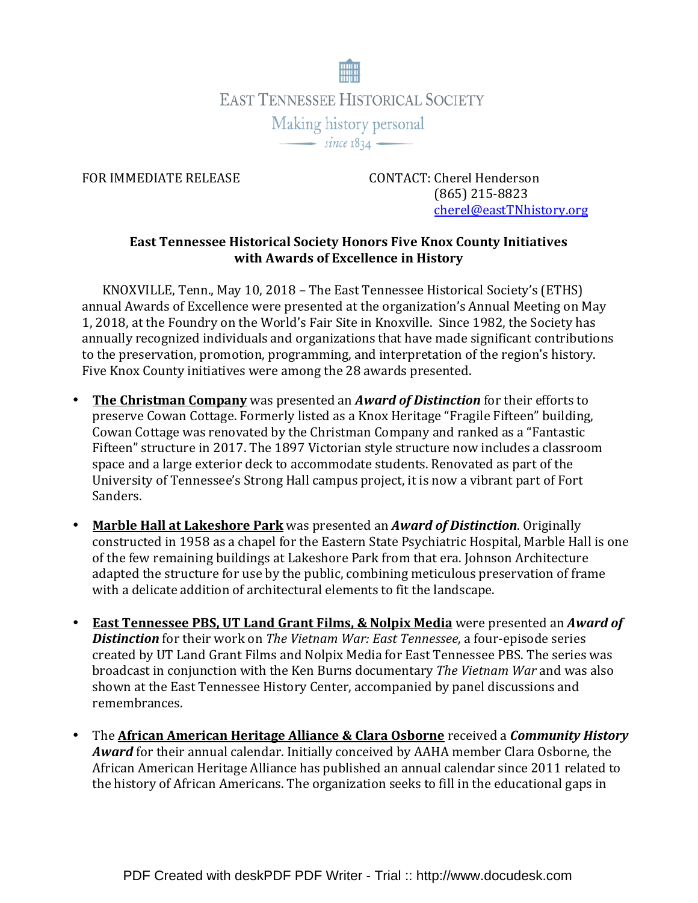EAST TENNESSEE HISTORICAL SOCIETY

Making history personal

since 1834

FOR IMMEDIATE RELEASE

CONTACT: Cherel Henderson
(865) 215-8823
cherel@eastTNhistory.org

**East Tennessee Historical Society Honors Five Knox County Initiatives with Awards of Excellence in History**

KNOXVILLE, Tenn., May 10, 2018 – The East Tennessee Historical Society's (ETHS) annual Awards of Excellence were presented at the organization's Annual Meeting on May 1, 2018, at the Foundry on the World's Fair Site in Knoxville. Since 1982, the Society has annually recognized individuals and organizations that have made significant contributions to the preservation, promotion, programming, and interpretation of the region's history. Five Knox County initiatives were among the 28 awards presented.

- **The Christman Company** was presented an ***Award of Distinction*** for their efforts to preserve Cowan Cottage. Formerly listed as a Knox Heritage "Fragile Fifteen" building, Cowan Cottage was renovated by the Christman Company and ranked as a "Fantastic Fifteen" structure in 2017. The 1897 Victorian style structure now includes a classroom space and a large exterior deck to accommodate students. Renovated as part of the University of Tennessee's Strong Hall campus project, it is now a vibrant part of Fort Sanders.

- **Marble Hall at Lakeshore Park** was presented an ***Award of Distinction***. Originally constructed in 1958 as a chapel for the Eastern State Psychiatric Hospital, Marble Hall is one of the few remaining buildings at Lakeshore Park from that era. Johnson Architecture adapted the structure for use by the public, combining meticulous preservation of frame with a delicate addition of architectural elements to fit the landscape.

- **East Tennessee PBS, UT Land Grant Films, & Nolpix Media** were presented an ***Award of Distinction*** for their work on *The Vietnam War: East Tennessee,* a four-episode series created by UT Land Grant Films and Nolpix Media for East Tennessee PBS. The series was broadcast in conjunction with the Ken Burns documentary *The Vietnam War* and was also shown at the East Tennessee History Center, accompanied by panel discussions and remembrances.

- The **African American Heritage Alliance & Clara Osborne** received a ***Community History Award*** for their annual calendar. Initially conceived by AAHA member Clara Osborne, the African American Heritage Alliance has published an annual calendar since 2011 related to the history of African Americans. The organization seeks to fill in the educational gaps in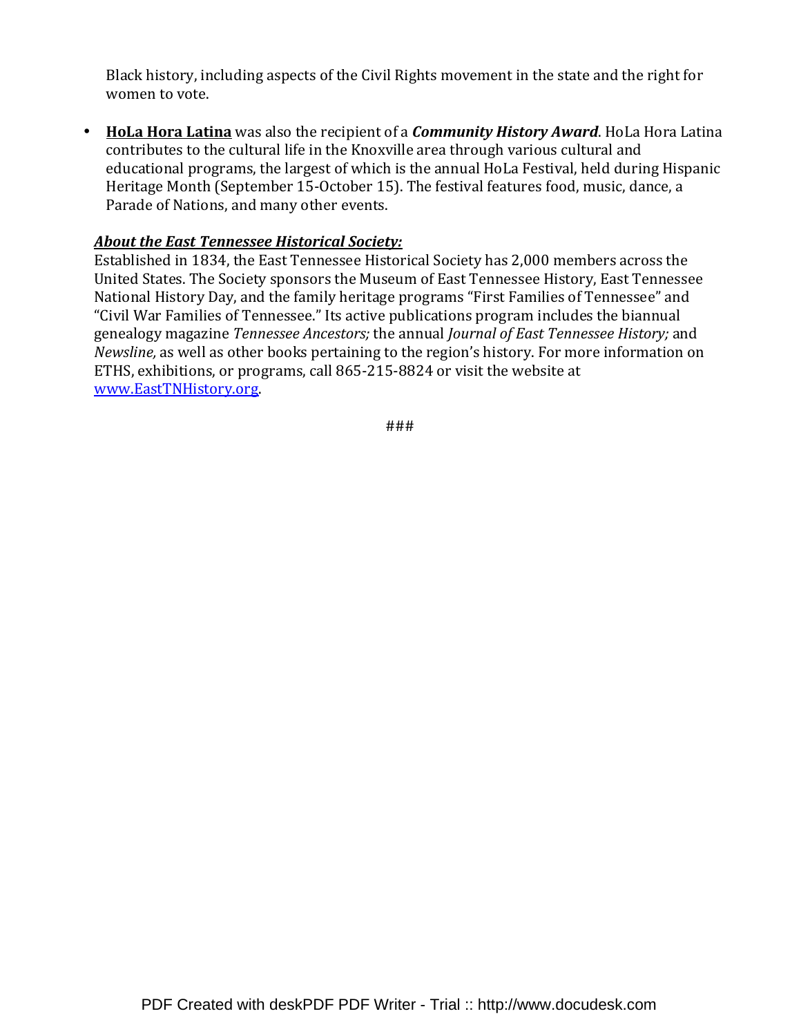Black history, including aspects of the Civil Rights movement in the state and the right for women to vote.

- **HoLa Hora Latina** was also the recipient of a ***Community History Award***. HoLa Hora Latina contributes to the cultural life in the Knoxville area through various cultural and educational programs, the largest of which is the annual HoLa Festival, held during Hispanic Heritage Month (September 15-October 15). The festival features food, music, dance, a Parade of Nations, and many other events.

***About the East Tennessee Historical Society:***

Established in 1834, the East Tennessee Historical Society has 2,000 members across the United States. The Society sponsors the Museum of East Tennessee History, East Tennessee National History Day, and the family heritage programs "First Families of Tennessee" and "Civil War Families of Tennessee." Its active publications program includes the biannual genealogy magazine *Tennessee Ancestors;* the annual *Journal of East Tennessee History;* and *Newsline,* as well as other books pertaining to the region's history. For more information on ETHS, exhibitions, or programs, call 865-215-8824 or visit the website at www.EastTNHistory.org.

###